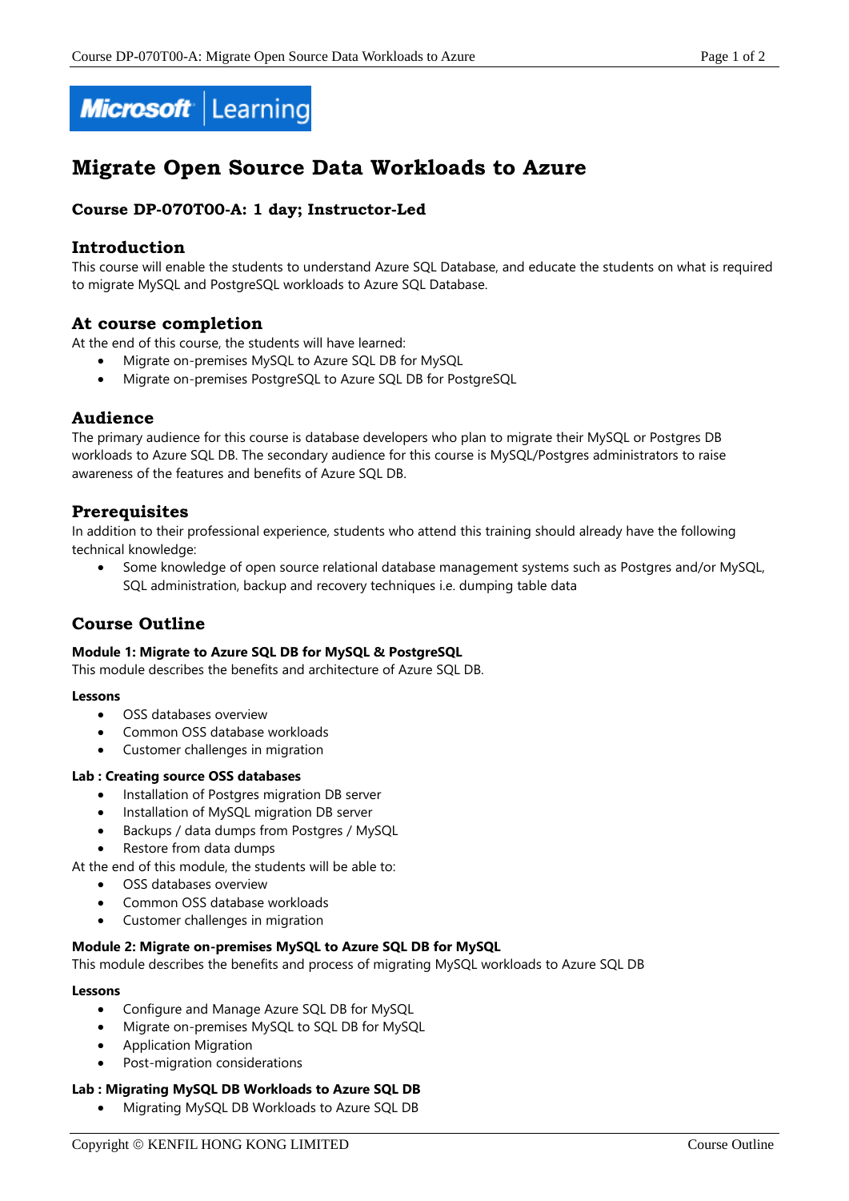# Migrate Open Source Data Workloads to Azure

### Course DP-070T00-A: 1 day; Instructor-Led

## Introduction

This course will enable the students to understand Azure SQL Database, and educate the students on what is required to migrate MySQL and PostgreSQL workloads to Azure SQL Database.

## At course completion

At the end of this course, the students will have learned:

- Migrate on-premises MySQL to Azure SQL DB for MySQL
- Migrate on-premises PostgreSQL to Azure SQL DB for PostgreSQL

## Audience

The primary audience for this course is database developers who plan to migrate their MySQL or Postgres DB workloads to Azure SQL DB. The secondary audience for this course is MySQL/Postgres administrators to raise awareness of the features and benefits of Azure SQL DB.

## Prerequisites

In addition to their professional experience, students who attend this training should already have the following technical knowledge:

- Some knowledge of open source relational database management systems such as Postgres and/or MySQL, SQL administration, backup and recovery techniques i.e. dumping table data

## Course Outline

**Module 1: Migrate to Azure SQL DB for MySQL & PostgreSQL**

This module describes the benefits and architecture of Azure SQL DB.

**Lessons**

- OSS databases overview
- Common OSS database workloads
- Customer challenges in migration

**Lab : Creating source OSS databases**

- Installation of Postgres migration DB server
- Installation of MySQL migration DB server
- Backups / data dumps from Postgres / MySQL
- Restore from data dumps

At the end of this module, the students will be able to:

- OSS databases overview
- Common OSS database workloads
- Customer challenges in migration

**Module 2: Migrate on-premises MySQL to Azure SQL DB for MySQL**

This module describes the benefits and process of migrating MySQL workloads to Azure SQL DB

**Lessons**

- Configure and Manage Azure SQL DB for MySQL
- Migrate on-premises MySQL to SQL DB for MySQL
- Application Migration
- Post-migration considerations

**Lab : Migrating MySQL DB Workloads to Azure SQL DB**

- Migrating MySQL DB Workloads to Azure SQL DB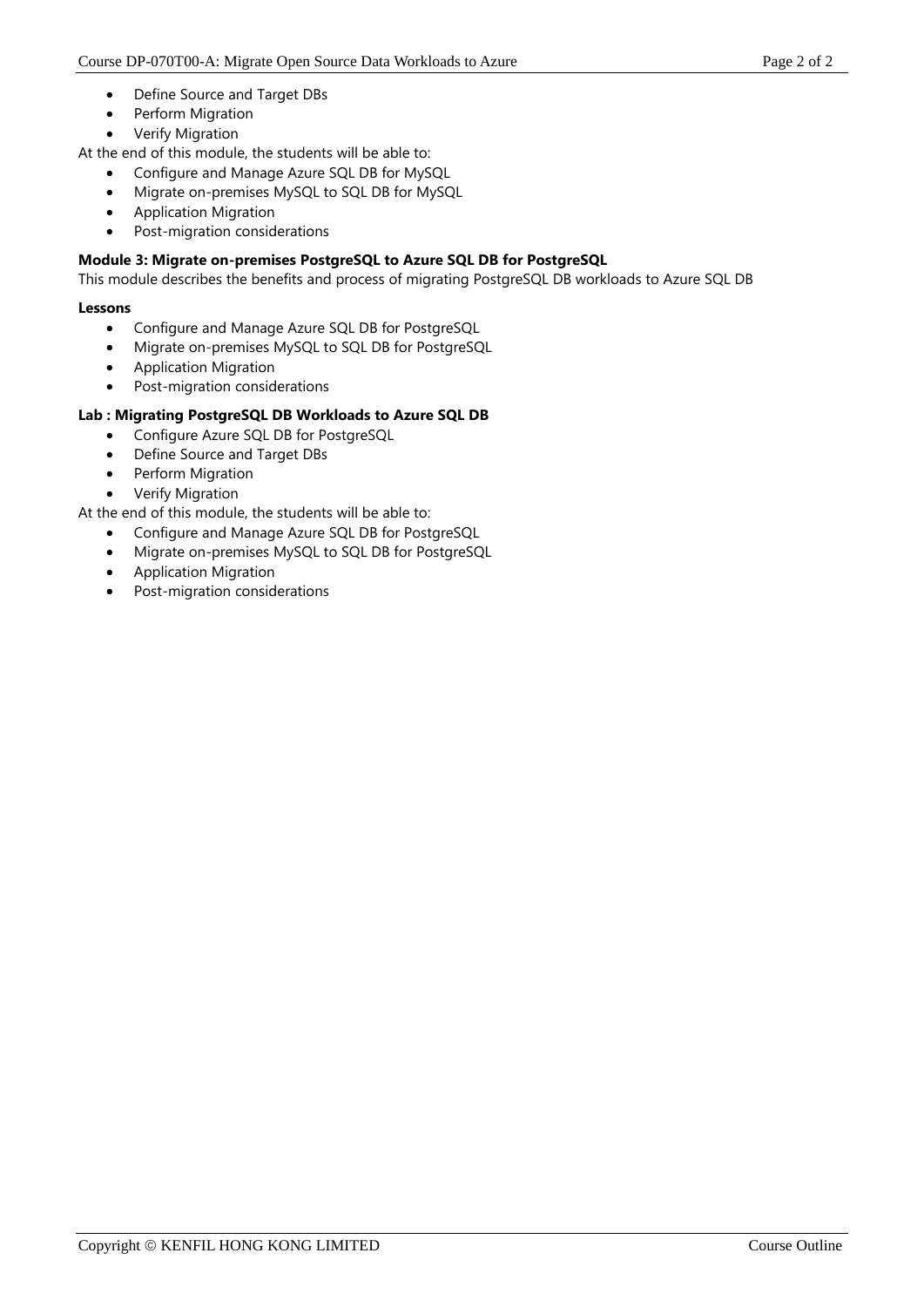- Define Source and Target DBs
- Perform Migration
- Verify Migration

At the end of this module, the students will be able to:

- Configure and Manage Azure SQL DB for MySQL
- Migrate on-premises MySQL to SQL DB for MySQL
- Application Migration
- Post-migration considerations

**Module 3: Migrate on-premises PostgreSQL to Azure SQL DB for PostgreSQL**

This module describes the benefits and process of migrating PostgreSQL DB workloads to Azure SQL DB

**Lessons**

- Configure and Manage Azure SQL DB for PostgreSQL
- Migrate on-premises MySQL to SQL DB for PostgreSQL
- Application Migration
- Post-migration considerations

**Lab : Migrating PostgreSQL DB Workloads to Azure SQL DB**

- Configure Azure SQL DB for PostgreSQL
- Define Source and Target DBs
- Perform Migration
- Verify Migration

At the end of this module, the students will be able to:

- Configure and Manage Azure SQL DB for PostgreSQL
- Migrate on-premises MySQL to SQL DB for PostgreSQL
- Application Migration
- Post-migration considerations